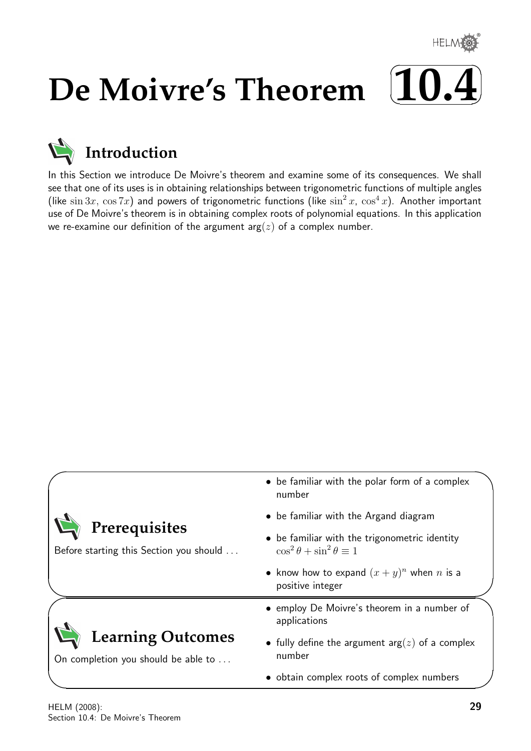# De Moivre's Theorem 10.4

## Introduction

In this Section we introduce De Moivre's theorem and examine some of its consequences. We shall see that one of its uses is in obtaining relationships between trigonometric functions of multiple angles (like $\sin 3x$, $\cos 7x$) and powers of trigonometric functions (like $\sin^2 x$, $\cos^4 x$). Another important use of De Moivre's theorem is in obtaining complex roots of polynomial equations. In this application we re-examine our definition of the argument $\arg(z)$ of a complex number.

## Prerequisites

Before starting this Section you should ...

- be familiar with the polar form of a complex number
- be familiar with the Argand diagram
- be familiar with the trigonometric identity $\cos^2\theta + \sin^2\theta \equiv 1$
- know how to expand $(x+y)^n$ when $n$ is a positive integer

## Learning Outcomes

On completion you should be able to ...

- employ De Moivre's theorem in a number of applications
- fully define the argument $\arg(z)$ of a complex number
- obtain complex roots of complex numbers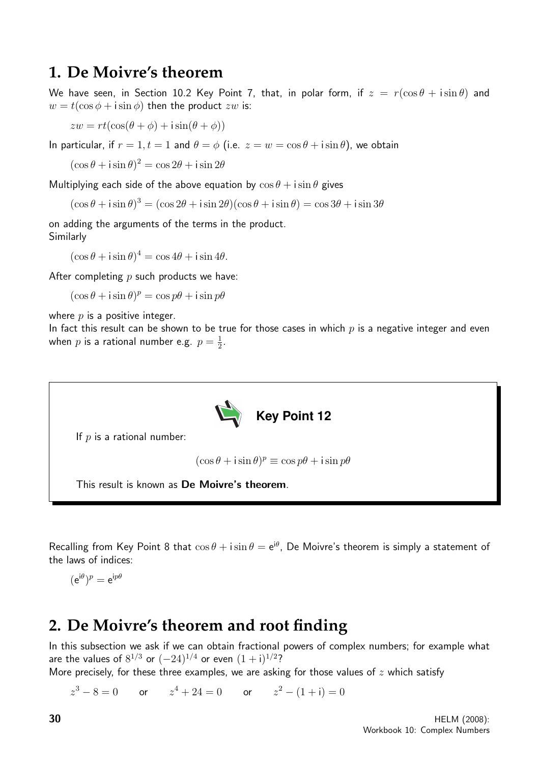## 1. De Moivre's theorem

We have seen, in Section 10.2 Key Point 7, that, in polar form, if $z = r(\cos\theta + \mathrm{i}\sin\theta)$ and $w = t(\cos\phi + \mathrm{i}\sin\phi)$ then the product $zw$ is:

$$zw = rt(\cos(\theta + \phi) + \mathrm{i}\sin(\theta + \phi))$$

In particular, if $r = 1, t = 1$ and $\theta = \phi$ (i.e. $z = w = \cos\theta + \mathrm{i}\sin\theta$), we obtain

$$(\cos\theta + \mathrm{i}\sin\theta)^2 = \cos 2\theta + \mathrm{i}\sin 2\theta$$

Multiplying each side of the above equation by $\cos\theta + \mathrm{i}\sin\theta$ gives

$$(\cos\theta + \mathrm{i}\sin\theta)^3 = (\cos 2\theta + \mathrm{i}\sin 2\theta)(\cos\theta + \mathrm{i}\sin\theta) = \cos 3\theta + \mathrm{i}\sin 3\theta$$

on adding the arguments of the terms in the product.
Similarly

$$(\cos\theta + \mathrm{i}\sin\theta)^4 = \cos 4\theta + \mathrm{i}\sin 4\theta.$$

After completing $p$ such products we have:

$$(\cos\theta + \mathrm{i}\sin\theta)^p = \cos p\theta + \mathrm{i}\sin p\theta$$

where $p$ is a positive integer.
In fact this result can be shown to be true for those cases in which $p$ is a negative integer and even when $p$ is a rational number e.g. $p = \frac{1}{2}$.

> **Key Point 12**
>
> If $p$ is a rational number:
>
> $$(\cos\theta + \mathrm{i}\sin\theta)^p \equiv \cos p\theta + \mathrm{i}\sin p\theta$$
>
> This result is known as **De Moivre's theorem**.

Recalling from Key Point 8 that $\cos\theta + \mathrm{i}\sin\theta = \mathrm{e}^{\mathrm{i}\theta}$, De Moivre's theorem is simply a statement of the laws of indices:

$$(\mathrm{e}^{\mathrm{i}\theta})^p = \mathrm{e}^{\mathrm{i}p\theta}$$

## 2. De Moivre's theorem and root finding

In this subsection we ask if we can obtain fractional powers of complex numbers; for example what are the values of $8^{1/3}$ or $(-24)^{1/4}$ or even $(1 + \mathrm{i})^{1/2}$?
More precisely, for these three examples, we are asking for those values of $z$ which satisfy

$$z^3 - 8 = 0 \qquad \text{or} \qquad z^4 + 24 = 0 \qquad \text{or} \qquad z^2 - (1 + \mathrm{i}) = 0$$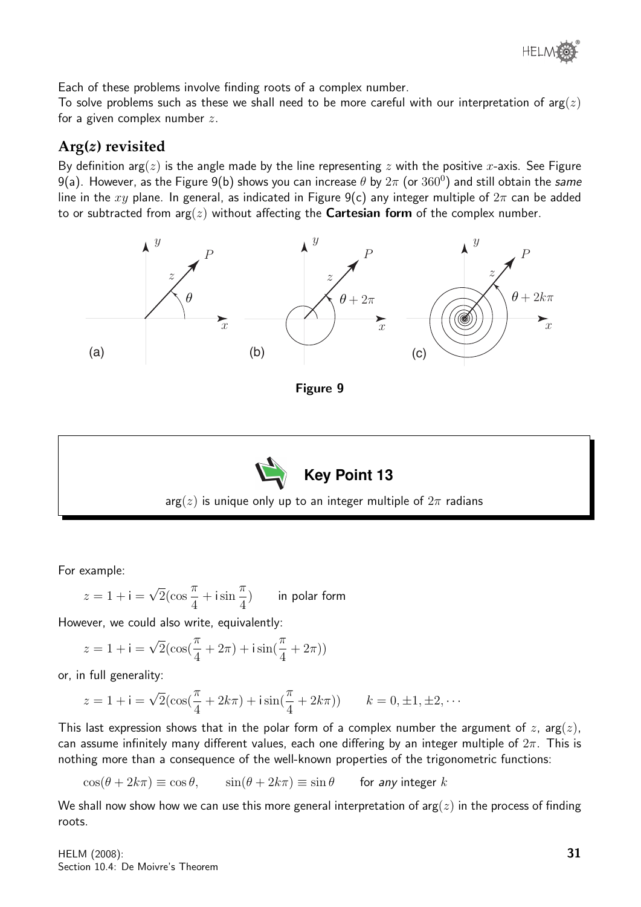Each of these problems involve finding roots of a complex number.
To solve problems such as these we shall need to be more careful with our interpretation of $\arg(z)$ for a given complex number $z$.

## Arg($z$) revisited

By definition $\arg(z)$ is the angle made by the line representing $z$ with the positive $x$-axis. See Figure 9(a). However, as the Figure 9(b) shows you can increase $\theta$ by $2\pi$ (or $360^0$) and still obtain the *same* line in the $xy$ plane. In general, as indicated in Figure 9(c) any integer multiple of $2\pi$ can be added to or subtracted from $\arg(z)$ without affecting the **Cartesian form** of the complex number.

**Figure 9**

> **Key Point 13**
>
> $\arg(z)$ is unique only up to an integer multiple of $2\pi$ radians

For example:

$$z = 1 + \mathrm{i} = \sqrt{2}(\cos\frac{\pi}{4} + \mathrm{i}\sin\frac{\pi}{4}) \qquad \text{in polar form}$$

However, we could also write, equivalently:

$$z = 1 + \mathrm{i} = \sqrt{2}(\cos(\frac{\pi}{4} + 2\pi) + \mathrm{i}\sin(\frac{\pi}{4} + 2\pi))$$

or, in full generality:

$$z = 1 + \mathrm{i} = \sqrt{2}(\cos(\frac{\pi}{4} + 2k\pi) + \mathrm{i}\sin(\frac{\pi}{4} + 2k\pi)) \qquad k = 0, \pm 1, \pm 2, \cdots$$

This last expression shows that in the polar form of a complex number the argument of $z$, $\arg(z)$, can assume infinitely many different values, each one differing by an integer multiple of $2\pi$. This is nothing more than a consequence of the well-known properties of the trigonometric functions:

$$\cos(\theta + 2k\pi) \equiv \cos\theta, \qquad \sin(\theta + 2k\pi) \equiv \sin\theta \qquad \text{for } \textit{any} \text{ integer } k$$

We shall now show how we can use this more general interpretation of $\arg(z)$ in the process of finding roots.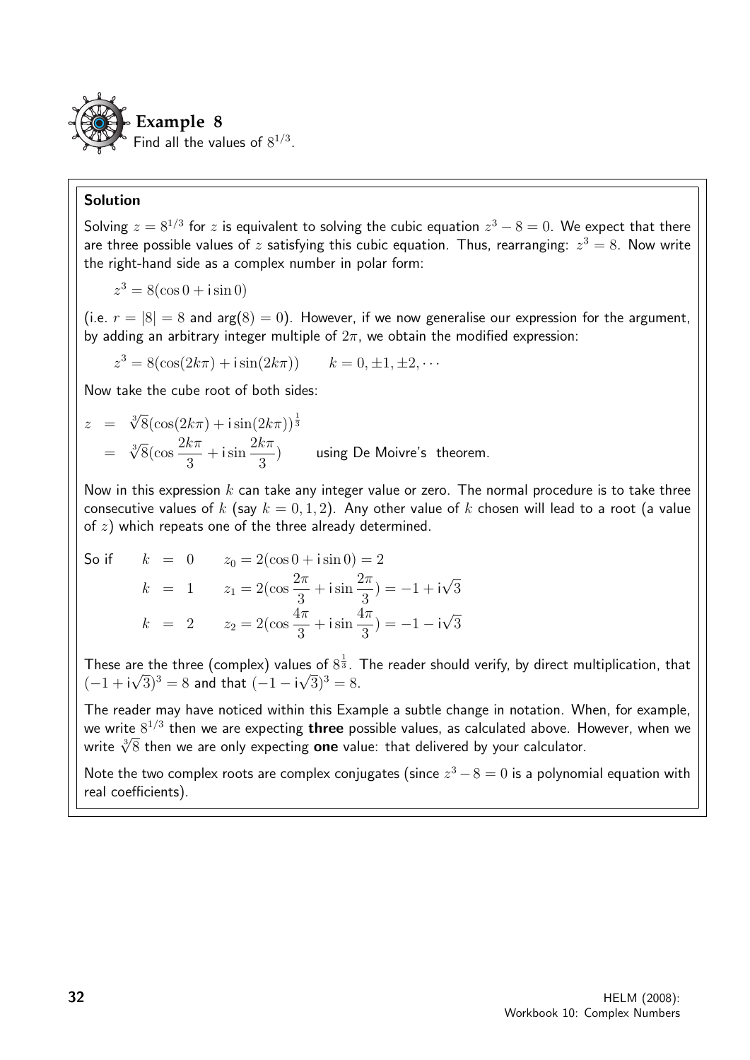**Example 8**

Find all the values of $8^{1/3}$.

**Solution**

Solving $z = 8^{1/3}$ for $z$ is equivalent to solving the cubic equation $z^3 - 8 = 0$. We expect that there are three possible values of $z$ satisfying this cubic equation. Thus, rearranging: $z^3 = 8$. Now write the right-hand side as a complex number in polar form:

$$z^3 = 8(\cos 0 + \mathrm{i}\sin 0)$$

(i.e. $r = |8| = 8$ and $\arg(8) = 0$). However, if we now generalise our expression for the argument, by adding an arbitrary integer multiple of $2\pi$, we obtain the modified expression:

$$z^3 = 8(\cos(2k\pi) + \mathrm{i}\sin(2k\pi)) \qquad k = 0, \pm 1, \pm 2, \cdots$$

Now take the cube root of both sides:

$$\begin{aligned} z &= \sqrt[3]{8}(\cos(2k\pi) + \mathrm{i}\sin(2k\pi))^{\frac{1}{3}} \\ &= \sqrt[3]{8}(\cos\frac{2k\pi}{3} + \mathrm{i}\sin\frac{2k\pi}{3}) \qquad \text{using De Moivre's theorem.} \end{aligned}$$

Now in this expression $k$ can take any integer value or zero. The normal procedure is to take three consecutive values of $k$ (say $k = 0, 1, 2$). Any other value of $k$ chosen will lead to a root (a value of $z$) which repeats one of the three already determined.

So if

$$\begin{aligned} k &= 0 \qquad z_0 = 2(\cos 0 + \mathrm{i}\sin 0) = 2 \\ k &= 1 \qquad z_1 = 2(\cos\frac{2\pi}{3} + \mathrm{i}\sin\frac{2\pi}{3}) = -1 + \mathrm{i}\sqrt{3} \\ k &= 2 \qquad z_2 = 2(\cos\frac{4\pi}{3} + \mathrm{i}\sin\frac{4\pi}{3}) = -1 - \mathrm{i}\sqrt{3} \end{aligned}$$

These are the three (complex) values of $8^{\frac{1}{3}}$. The reader should verify, by direct multiplication, that $(-1 + \mathrm{i}\sqrt{3})^3 = 8$ and that $(-1 - \mathrm{i}\sqrt{3})^3 = 8$.

The reader may have noticed within this Example a subtle change in notation. When, for example, we write $8^{1/3}$ then we are expecting **three** possible values, as calculated above. However, when we write $\sqrt[3]{8}$ then we are only expecting **one** value: that delivered by your calculator.

Note the two complex roots are complex conjugates (since $z^3 - 8 = 0$ is a polynomial equation with real coefficients).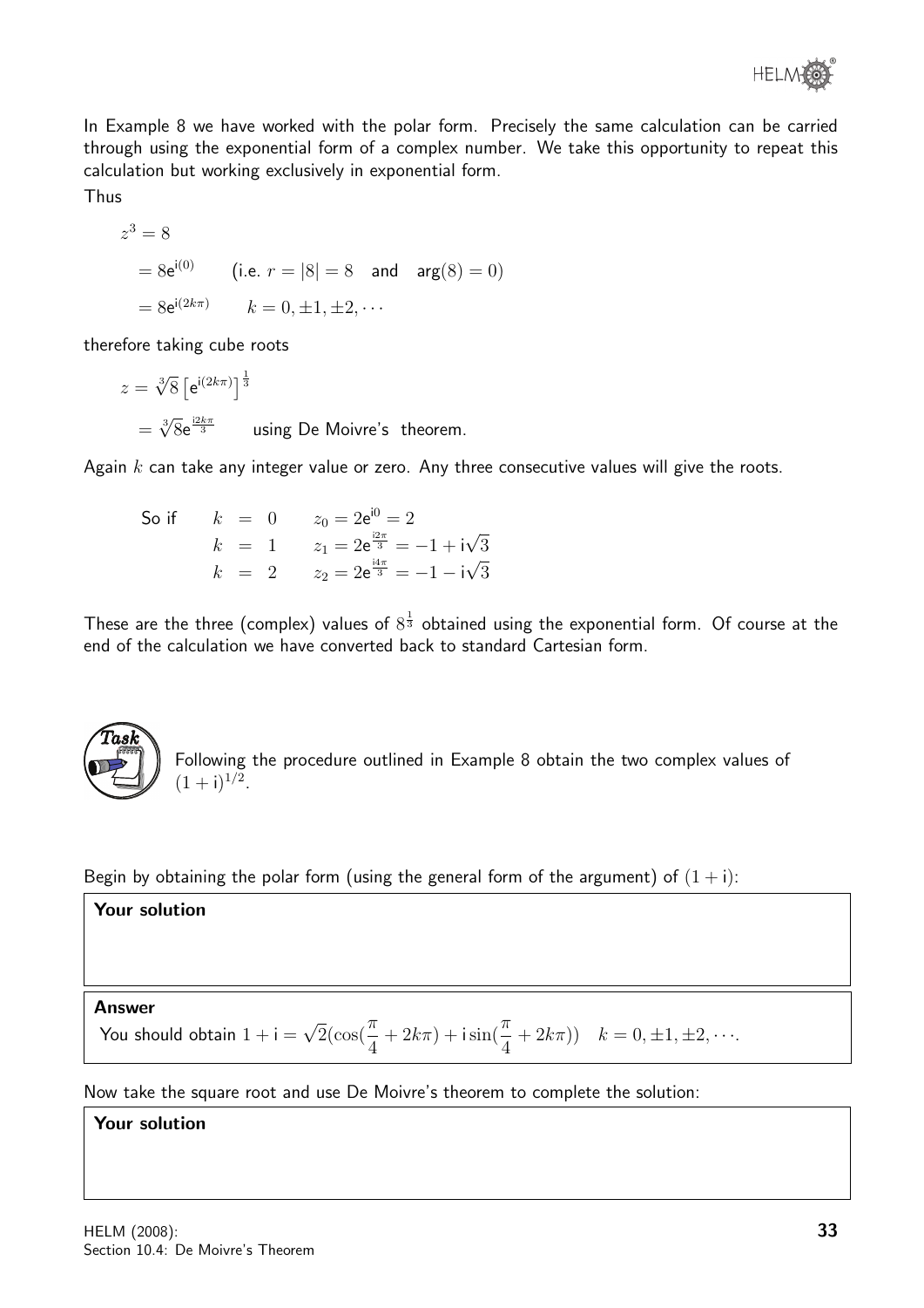In Example 8 we have worked with the polar form. Precisely the same calculation can be carried through using the exponential form of a complex number. We take this opportunity to repeat this calculation but working exclusively in exponential form.

Thus

$$
\begin{aligned}
z^3 &= 8 \\
&= 8\mathrm{e}^{\mathrm{i}(0)} \qquad (\text{i.e. } r = |8| = 8 \quad \text{and} \quad \arg(8) = 0) \\
&= 8\mathrm{e}^{\mathrm{i}(2k\pi)} \qquad k = 0, \pm 1, \pm 2, \cdots
\end{aligned}
$$

therefore taking cube roots

$$
\begin{aligned}
z &= \sqrt[3]{8}\left[\mathrm{e}^{\mathrm{i}(2k\pi)}\right]^{\frac{1}{3}} \\
&= \sqrt[3]{8}\mathrm{e}^{\frac{\mathrm{i}2k\pi}{3}} \qquad \text{using De Moivre's theorem.}
\end{aligned}
$$

Again $k$ can take any integer value or zero. Any three consecutive values will give the roots.

$$
\begin{aligned}
\text{So if} \quad k &= 0 \qquad z_0 = 2\mathrm{e}^{\mathrm{i}0} = 2 \\
k &= 1 \qquad z_1 = 2\mathrm{e}^{\frac{\mathrm{i}2\pi}{3}} = -1 + \mathrm{i}\sqrt{3} \\
k &= 2 \qquad z_2 = 2\mathrm{e}^{\frac{\mathrm{i}4\pi}{3}} = -1 - \mathrm{i}\sqrt{3}
\end{aligned}
$$

These are the three (complex) values of $8^{\frac{1}{3}}$ obtained using the exponential form. Of course at the end of the calculation we have converted back to standard Cartesian form.

**Task**

Following the procedure outlined in Example 8 obtain the two complex values of $(1 + \mathrm{i})^{1/2}$.

Begin by obtaining the polar form (using the general form of the argument) of $(1 + \mathrm{i})$:

**Your solution**

**Answer**

You should obtain $1 + \mathrm{i} = \sqrt{2}(\cos(\frac{\pi}{4} + 2k\pi) + \mathrm{i}\sin(\frac{\pi}{4} + 2k\pi)) \quad k = 0, \pm 1, \pm 2, \cdots$.

Now take the square root and use De Moivre's theorem to complete the solution:

**Your solution**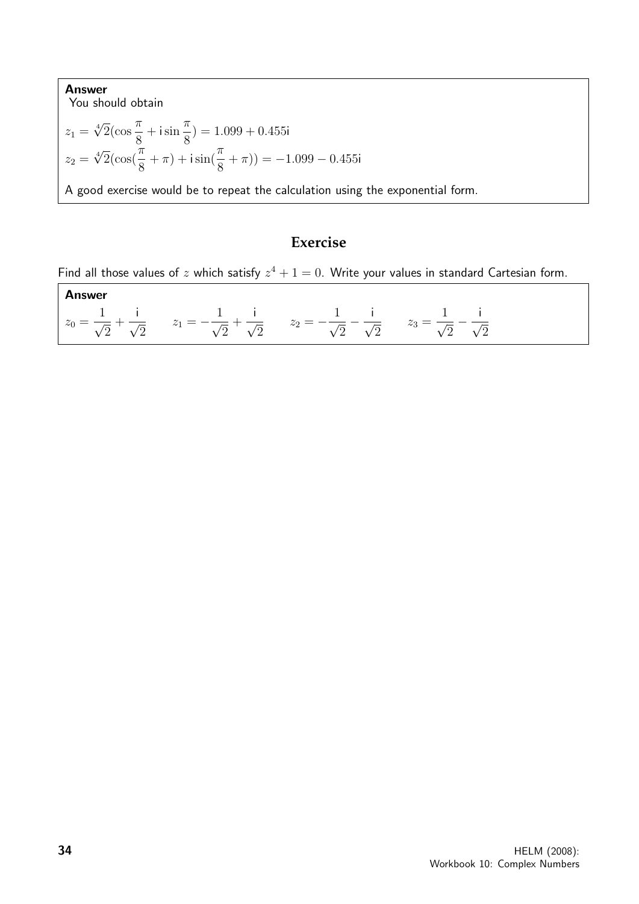**Answer**

You should obtain

$$z_1 = \sqrt[4]{2}(\cos\frac{\pi}{8} + \mathrm{i}\sin\frac{\pi}{8}) = 1.099 + 0.455\mathrm{i}$$

$$z_2 = \sqrt[4]{2}(\cos(\frac{\pi}{8} + \pi) + \mathrm{i}\sin(\frac{\pi}{8} + \pi)) = -1.099 - 0.455\mathrm{i}$$

A good exercise would be to repeat the calculation using the exponential form.

## Exercise

Find all those values of $z$ which satisfy $z^4 + 1 = 0$. Write your values in standard Cartesian form.

**Answer**

$$z_0 = \frac{1}{\sqrt{2}} + \frac{\mathrm{i}}{\sqrt{2}} \qquad z_1 = -\frac{1}{\sqrt{2}} + \frac{\mathrm{i}}{\sqrt{2}} \qquad z_2 = -\frac{1}{\sqrt{2}} - \frac{\mathrm{i}}{\sqrt{2}} \qquad z_3 = \frac{1}{\sqrt{2}} - \frac{\mathrm{i}}{\sqrt{2}}$$